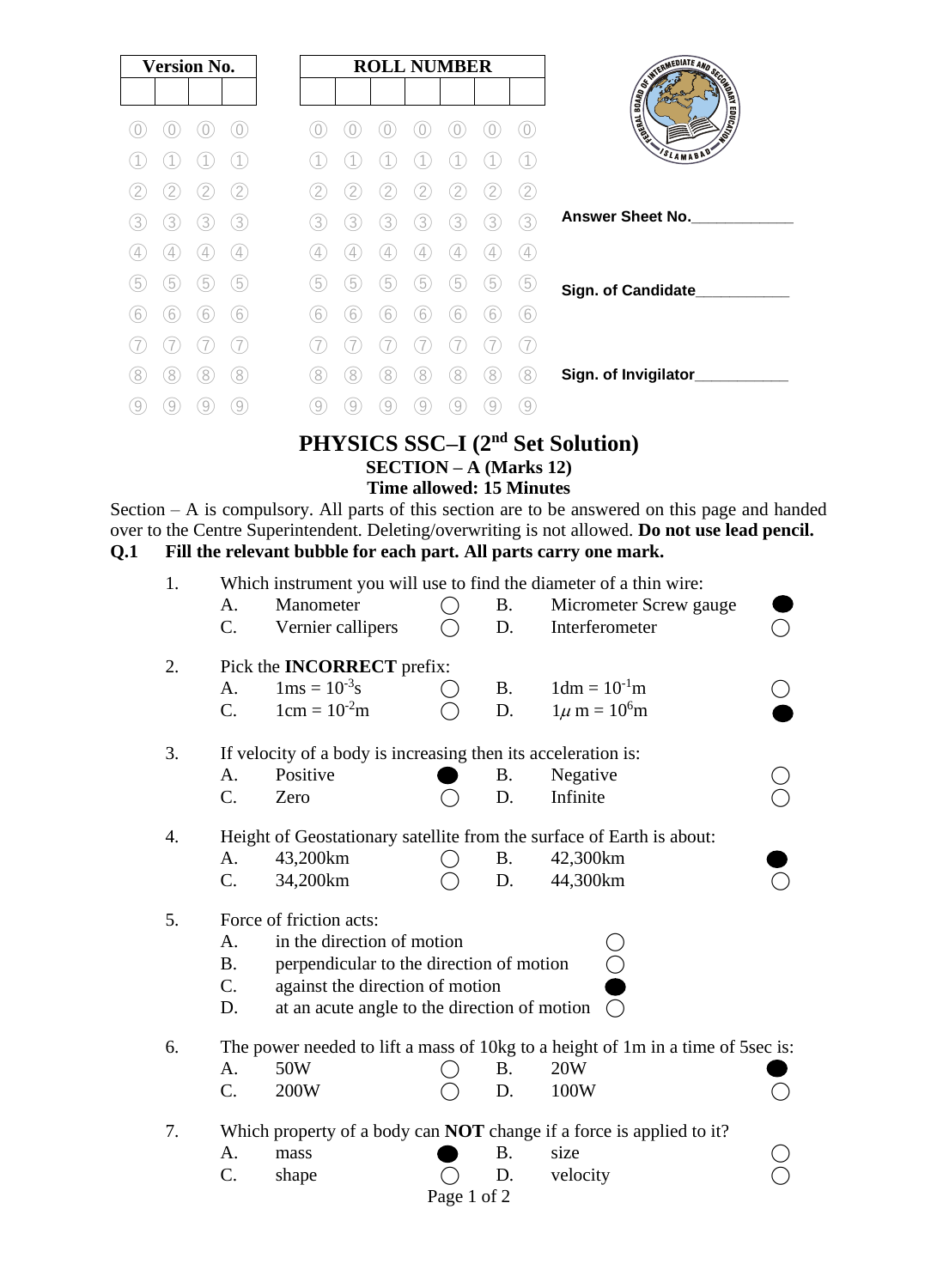| Version No. | | | |
|---|---|---|---|
| | | | |

| ROLL NUMBER | | | | | | |
|---|---|---|---|---|---|---|
| | | | | | | |

Answer Sheet No.____________

Sign. of Candidate___________

Sign. of Invigilator___________

# PHYSICS SSC–I ($2^{nd}$ Set Solution)

## SECTION – A (Marks 12)

**Time allowed: 15 Minutes**

Section – A is compulsory. All parts of this section are to be answered on this page and handed over to the Centre Superintendent. Deleting/overwriting is not allowed. **Do not use lead pencil.**

**Q.1 Fill the relevant bubble for each part. All parts carry one mark.**

1. Which instrument you will use to find the diameter of a thin wire:
   - A. Manometer ○
   - B. Micrometer Screw gauge ●
   - C. Vernier callipers ○
   - D. Interferometer ○

2. Pick the **INCORRECT** prefix:
   - A. $1ms = 10^{-3}s$ ○
   - B. $1dm = 10^{-1}m$ ○
   - C. $1cm = 10^{-2}m$ ○
   - D. $1\mu m = 10^{6}m$ ●

3. If velocity of a body is increasing then its acceleration is:
   - A. Positive ●
   - B. Negative ○
   - C. Zero ○
   - D. Infinite ○

4. Height of Geostationary satellite from the surface of Earth is about:
   - A. 43,200km ○
   - B. 42,300km ●
   - C. 34,200km ○
   - D. 44,300km ○

5. Force of friction acts:
   - A. in the direction of motion ○
   - B. perpendicular to the direction of motion ○
   - C. against the direction of motion ●
   - D. at an acute angle to the direction of motion ○

6. The power needed to lift a mass of 10kg to a height of 1m in a time of 5sec is:
   - A. 50W ○
   - B. 20W ●
   - C. 200W ○
   - D. 100W ○

7. Which property of a body can **NOT** change if a force is applied to it?
   - A. mass ●
   - B. size ○
   - C. shape ○
   - D. velocity ○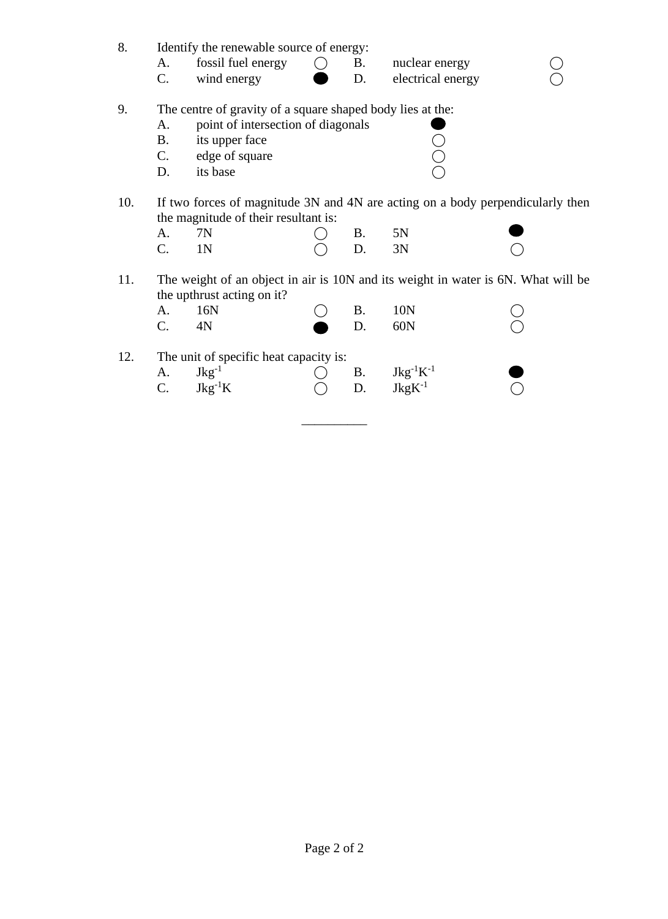8. Identify the renewable source of energy:

   A. fossil fuel energy ◯ B. nuclear energy ◯

   C. wind energy ⬤ D. electrical energy ◯

9. The centre of gravity of a square shaped body lies at the:

   A. point of intersection of diagonals ⬤

   B. its upper face ◯

   C. edge of square ◯

   D. its base ◯

10. If two forces of magnitude 3N and 4N are acting on a body perpendicularly then the magnitude of their resultant is:

    A. 7N ◯ B. 5N ⬤

    C. 1N ◯ D. 3N ◯

11. The weight of an object in air is 10N and its weight in water is 6N. What will be the upthrust acting on it?

    A. 16N ◯ B. 10N ◯

    C. 4N ⬤ D. 60N ◯

12. The unit of specific heat capacity is:

    A. $Jkg^{-1}$ ◯ B. $Jkg^{-1}K^{-1}$ ⬤

    C. $Jkg^{-1}K$ ◯ D. $JkgK^{-1}$ ◯

__________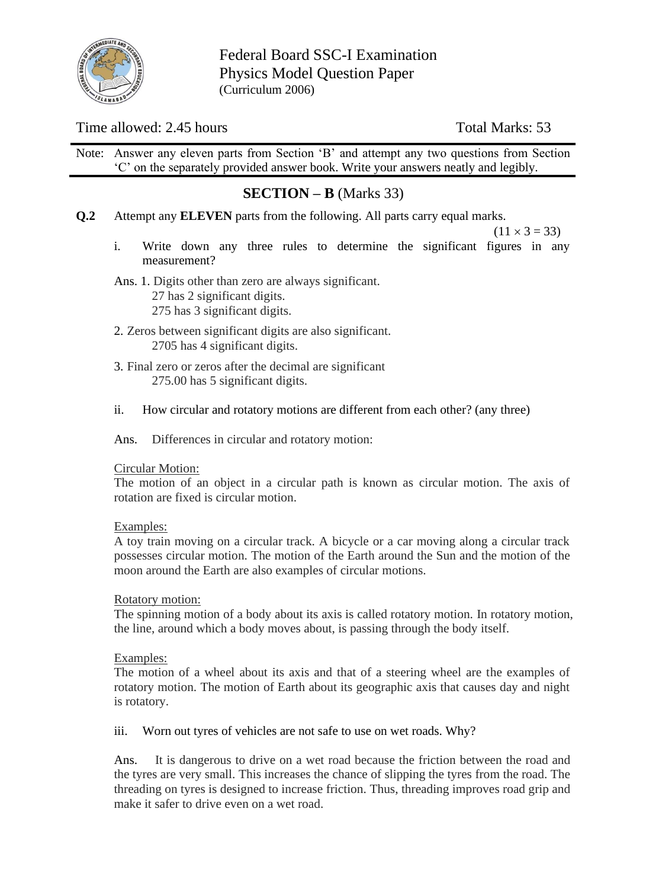Federal Board SSC-I Examination
Physics Model Question Paper
(Curriculum 2006)

Time allowed: 2.45 hours | Total Marks: 53

Note: Answer any eleven parts from Section 'B' and attempt any two questions from Section 'C' on the separately provided answer book. Write your answers neatly and legibly.

## SECTION – B (Marks 33)

**Q.2** Attempt any **ELEVEN** parts from the following. All parts carry equal marks.

$(11 \times 3 = 33)$

i. Write down any three rules to determine the significant figures in any measurement?

Ans. 1. Digits other than zero are always significant.
27 has 2 significant digits.
275 has 3 significant digits.

2. Zeros between significant digits are also significant.
2705 has 4 significant digits.

3. Final zero or zeros after the decimal are significant
275.00 has 5 significant digits.

ii. How circular and rotatory motions are different from each other? (any three)

Ans. Differences in circular and rotatory motion:

Circular Motion:
The motion of an object in a circular path is known as circular motion. The axis of rotation are fixed is circular motion.

Examples:
A toy train moving on a circular track. A bicycle or a car moving along a circular track possesses circular motion. The motion of the Earth around the Sun and the motion of the moon around the Earth are also examples of circular motions.

Rotatory motion:
The spinning motion of a body about its axis is called rotatory motion. In rotatory motion, the line, around which a body moves about, is passing through the body itself.

Examples:
The motion of a wheel about its axis and that of a steering wheel are the examples of rotatory motion. The motion of Earth about its geographic axis that causes day and night is rotatory.

iii. Worn out tyres of vehicles are not safe to use on wet roads. Why?

Ans. It is dangerous to drive on a wet road because the friction between the road and the tyres are very small. This increases the chance of slipping the tyres from the road. The threading on tyres is designed to increase friction. Thus, threading improves road grip and make it safer to drive even on a wet road.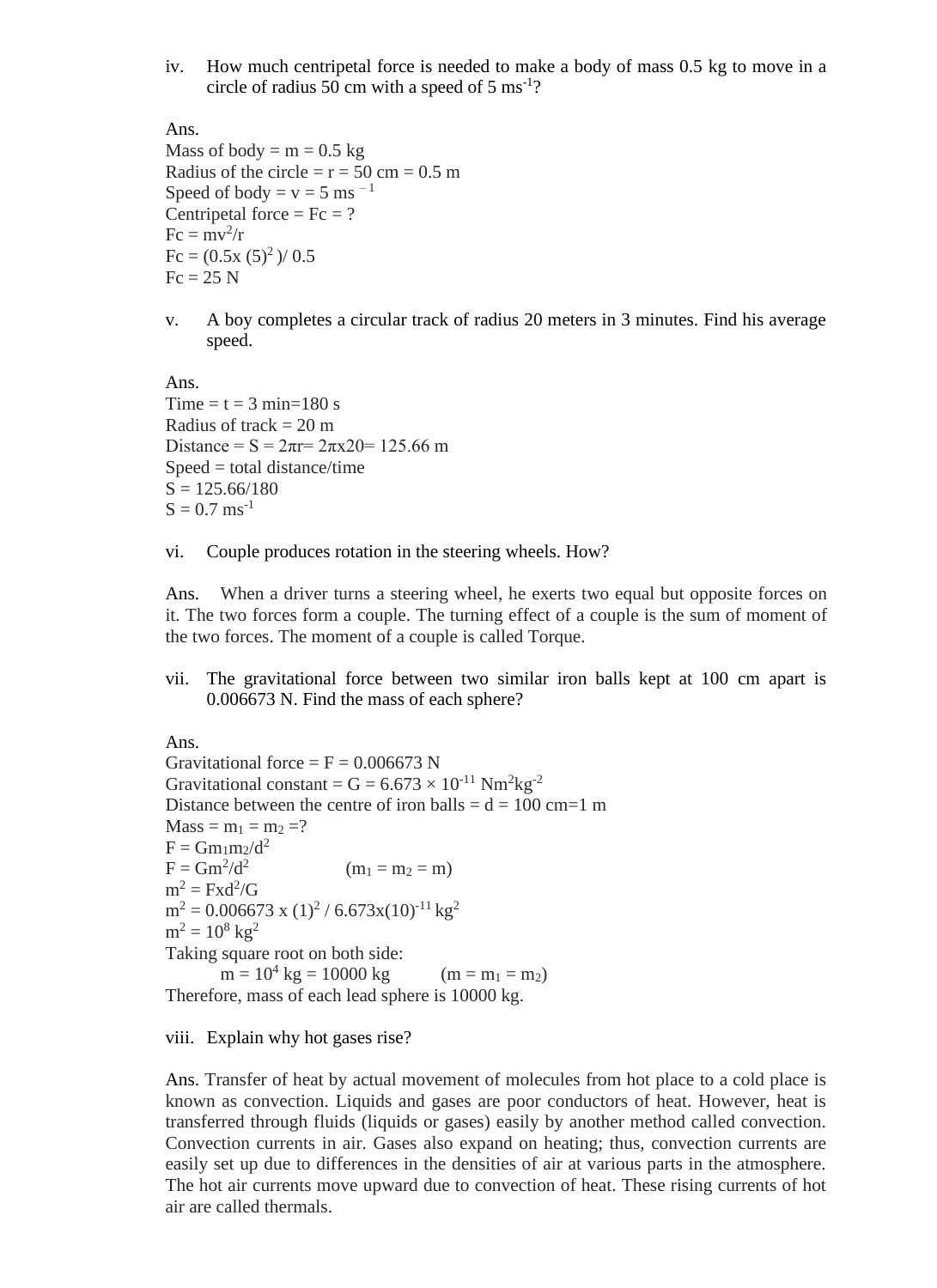iv. How much centripetal force is needed to make a body of mass 0.5 kg to move in a circle of radius 50 cm with a speed of 5 $ms^{-1}$?

Ans.
Mass of body = m = 0.5 kg
Radius of the circle = r = 50 cm = 0.5 m
Speed of body = v = 5 $ms^{-1}$
Centripetal force = Fc = ?
$F_c = mv^2/r$
$F_c = (0.5 \times (5)^2)/0.5$
Fc = 25 N

v. A boy completes a circular track of radius 20 meters in 3 minutes. Find his average speed.

Ans.
Time = t = 3 min=180 s
Radius of track = 20 m
Distance = S = $2\pi r = 2\pi \times 20 = 125.66$ m
Speed = total distance/time
S = 125.66/180
S = 0.7 $ms^{-1}$

vi. Couple produces rotation in the steering wheels. How?

Ans. When a driver turns a steering wheel, he exerts two equal but opposite forces on it. The two forces form a couple. The turning effect of a couple is the sum of moment of the two forces. The moment of a couple is called Torque.

vii. The gravitational force between two similar iron balls kept at 100 cm apart is 0.006673 N. Find the mass of each sphere?

Ans.
Gravitational force = F = 0.006673 N
Gravitational constant = G = $6.673 \times 10^{-11}$ $Nm^2kg^{-2}$
Distance between the centre of iron balls = d = 100 cm=1 m
Mass = $m_1 = m_2$ =?
$F = Gm_1m_2/d^2$
$F = Gm^2/d^2$ ($m_1 = m_2 = m$)
$m^2 = F \times d^2/G$
$m^2 = 0.006673 \times (1)^2 / 6.673 \times (10)^{-11}$ $kg^2$
$m^2 = 10^8$ $kg^2$
Taking square root on both side:
$m = 10^4$ kg = 10000 kg ($m = m_1 = m_2$)
Therefore, mass of each lead sphere is 10000 kg.

viii. Explain why hot gases rise?

Ans. Transfer of heat by actual movement of molecules from hot place to a cold place is known as convection. Liquids and gases are poor conductors of heat. However, heat is transferred through fluids (liquids or gases) easily by another method called convection. Convection currents in air. Gases also expand on heating; thus, convection currents are easily set up due to differences in the densities of air at various parts in the atmosphere. The hot air currents move upward due to convection of heat. These rising currents of hot air are called thermals.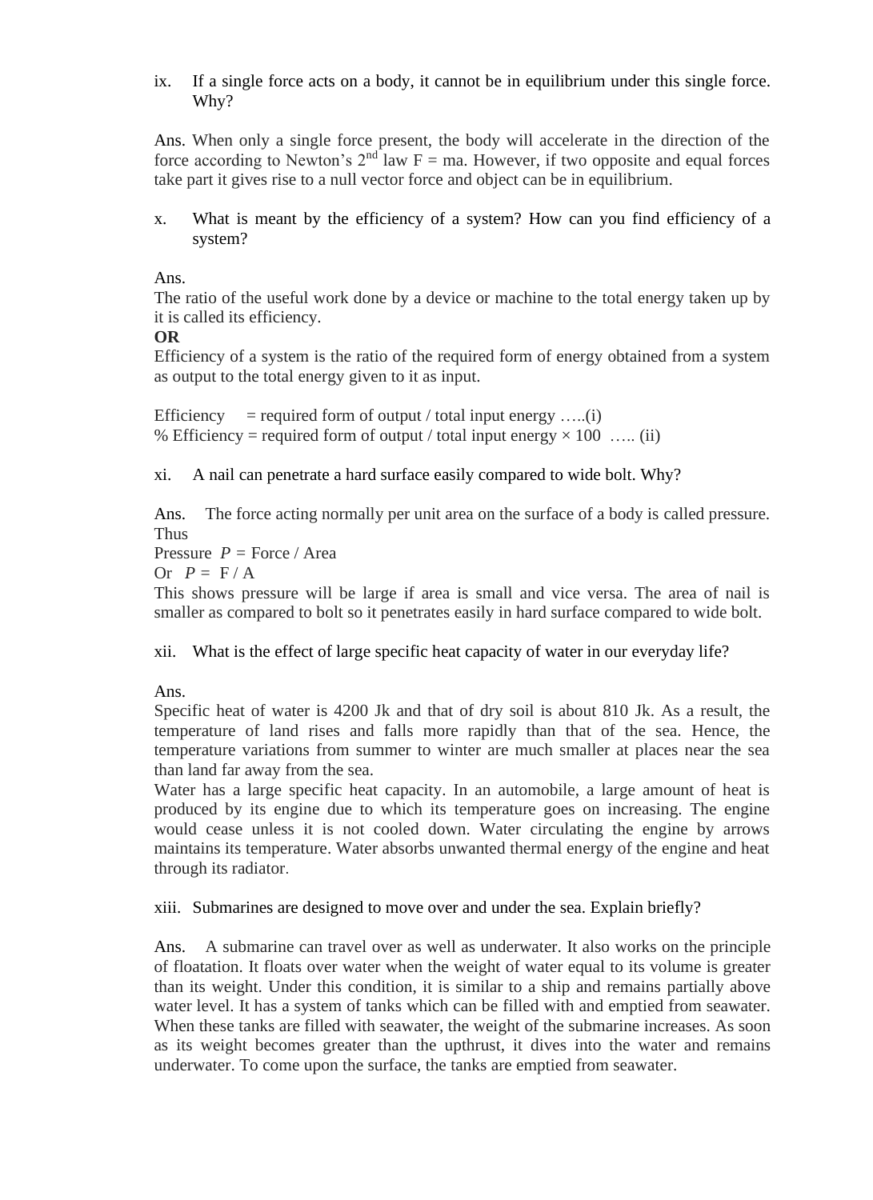ix. If a single force acts on a body, it cannot be in equilibrium under this single force. Why?

Ans. When only a single force present, the body will accelerate in the direction of the force according to Newton's 2nd law F = ma. However, if two opposite and equal forces take part it gives rise to a null vector force and object can be in equilibrium.

x. What is meant by the efficiency of a system? How can you find efficiency of a system?

Ans.
The ratio of the useful work done by a device or machine to the total energy taken up by it is called its efficiency.
**OR**
Efficiency of a system is the ratio of the required form of energy obtained from a system as output to the total energy given to it as input.

Efficiency = required form of output / total input energy …..(i)
% Efficiency = required form of output / total input energy × 100 ….. (ii)

xi. A nail can penetrate a hard surface easily compared to wide bolt. Why?

Ans. The force acting normally per unit area on the surface of a body is called pressure. Thus
Pressure $P$ = Force / Area
Or $P = F / A$
This shows pressure will be large if area is small and vice versa. The area of nail is smaller as compared to bolt so it penetrates easily in hard surface compared to wide bolt.

xii. What is the effect of large specific heat capacity of water in our everyday life?

Ans.
Specific heat of water is 4200 Jk and that of dry soil is about 810 Jk. As a result, the temperature of land rises and falls more rapidly than that of the sea. Hence, the temperature variations from summer to winter are much smaller at places near the sea than land far away from the sea.
Water has a large specific heat capacity. In an automobile, a large amount of heat is produced by its engine due to which its temperature goes on increasing. The engine would cease unless it is not cooled down. Water circulating the engine by arrows maintains its temperature. Water absorbs unwanted thermal energy of the engine and heat through its radiator.

xiii. Submarines are designed to move over and under the sea. Explain briefly?

Ans. A submarine can travel over as well as underwater. It also works on the principle of floatation. It floats over water when the weight of water equal to its volume is greater than its weight. Under this condition, it is similar to a ship and remains partially above water level. It has a system of tanks which can be filled with and emptied from seawater. When these tanks are filled with seawater, the weight of the submarine increases. As soon as its weight becomes greater than the upthrust, it dives into the water and remains underwater. To come upon the surface, the tanks are emptied from seawater.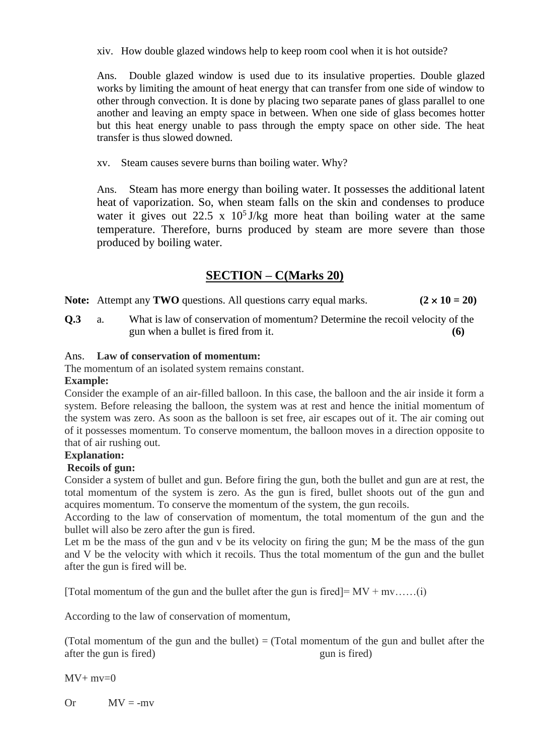xiv. How double glazed windows help to keep room cool when it is hot outside?

Ans. Double glazed window is used due to its insulative properties. Double glazed works by limiting the amount of heat energy that can transfer from one side of window to other through convection. It is done by placing two separate panes of glass parallel to one another and leaving an empty space in between. When one side of glass becomes hotter but this heat energy unable to pass through the empty space on other side. The heat transfer is thus slowed downed.

xv. Steam causes severe burns than boiling water. Why?

Ans. Steam has more energy than boiling water. It possesses the additional latent heat of vaporization. So, when steam falls on the skin and condenses to produce water it gives out $22.5 \times 10^5$ J/kg more heat than boiling water at the same temperature. Therefore, burns produced by steam are more severe than those produced by boiling water.

## SECTION – C(Marks 20)

**Note:** Attempt any **TWO** questions. All questions carry equal marks. **(2 × 10 = 20)**

**Q.3** a. What is law of conservation of momentum? Determine the recoil velocity of the gun when a bullet is fired from it. **(6)**

Ans. **Law of conservation of momentum:**

The momentum of an isolated system remains constant.

**Example:**

Consider the example of an air-filled balloon. In this case, the balloon and the air inside it form a system. Before releasing the balloon, the system was at rest and hence the initial momentum of the system was zero. As soon as the balloon is set free, air escapes out of it. The air coming out of it possesses momentum. To conserve momentum, the balloon moves in a direction opposite to that of air rushing out.

**Explanation:**

**Recoils of gun:**

Consider a system of bullet and gun. Before firing the gun, both the bullet and gun are at rest, the total momentum of the system is zero. As the gun is fired, bullet shoots out of the gun and acquires momentum. To conserve the momentum of the system, the gun recoils.

According to the law of conservation of momentum, the total momentum of the gun and the bullet will also be zero after the gun is fired.

Let m be the mass of the gun and v be its velocity on firing the gun; M be the mass of the gun and V be the velocity with which it recoils. Thus the total momentum of the gun and the bullet after the gun is fired will be.

[Total momentum of the gun and the bullet after the gun is fired]= MV + mv……(i)

According to the law of conservation of momentum,

(Total momentum of the gun and the bullet) = (Total momentum of the gun and bullet after the after the gun is fired) gun is fired)

$MV + mv = 0$

Or $MV = -mv$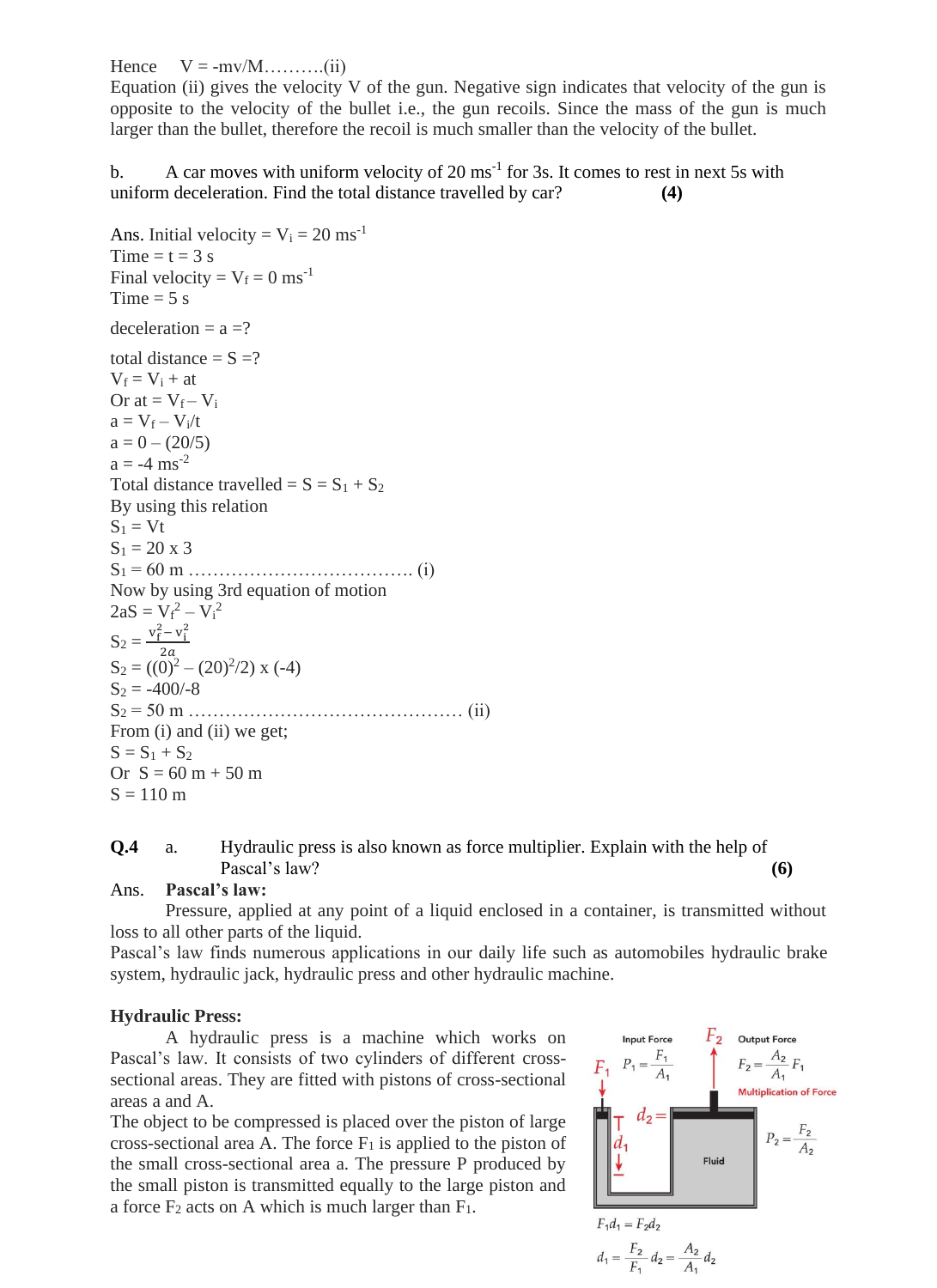Hence $V = -mv/M$……….(ii)

Equation (ii) gives the velocity V of the gun. Negative sign indicates that velocity of the gun is opposite to the velocity of the bullet i.e., the gun recoils. Since the mass of the gun is much larger than the bullet, therefore the recoil is much smaller than the velocity of the bullet.

b. A car moves with uniform velocity of 20 $ms^{-1}$ for 3s. It comes to rest in next 5s with uniform deceleration. Find the total distance travelled by car? **(4)**

Ans. Initial velocity = $V_i$ = 20 $ms^{-1}$

Time = t = 3 s

Final velocity = $V_f$ = 0 $ms^{-1}$

Time = 5 s

deceleration = a =?

total distance = S =?

$V_f = V_i + at$

Or $at = V_f - V_i$

$a = V_f - V_i/t$

$a = 0 - (20/5)$

$a = -4\ ms^{-2}$

Total distance travelled = $S = S_1 + S_2$

By using this relation

$S_1 = Vt$

$S_1 = 20 \times 3$

$S_1 = 60$ m ………………………………. (i)

Now by using 3rd equation of motion

$2aS = V_f^2 - V_i^2$

$S_2 = \frac{v_f^2 - v_i^2}{2a}$

$S_2 = ((0)^2 - (20)^2/2) \times (-4)$

$S_2 = -400/-8$

$S_2 = 50$ m ……………………………………… (ii)

From (i) and (ii) we get;

$S = S_1 + S_2$

Or $S = 60\text{ m} + 50\text{ m}$

$S = 110$ m

**Q.4** a. Hydraulic press is also known as force multiplier. Explain with the help of Pascal's law? **(6)**

Ans. **Pascal's law:**

Pressure, applied at any point of a liquid enclosed in a container, is transmitted without loss to all other parts of the liquid.

Pascal's law finds numerous applications in our daily life such as automobiles hydraulic brake system, hydraulic jack, hydraulic press and other hydraulic machine.

**Hydraulic Press:**

A hydraulic press is a machine which works on Pascal's law. It consists of two cylinders of different cross-sectional areas. They are fitted with pistons of cross-sectional areas a and A.

The object to be compressed is placed over the piston of large cross-sectional area A. The force $F_1$ is applied to the piston of the small cross-sectional area a. The pressure P produced by the small piston is transmitted equally to the large piston and a force $F_2$ acts on A which is much larger than $F_1$.

Input Force $P_1 = \frac{F_1}{A_1}$ ; Output Force $F_2 = \frac{A_2}{A_1} F_1$ ; Multiplication of Force ; $P_2 = \frac{F_2}{A_2}$ ; Fluid ; $F_1$, $F_2$, $d_1$, $d_2$

$F_1 d_1 = F_2 d_2$

$d_1 = \frac{F_2}{F_1} d_2 = \frac{A_2}{A_1} d_2$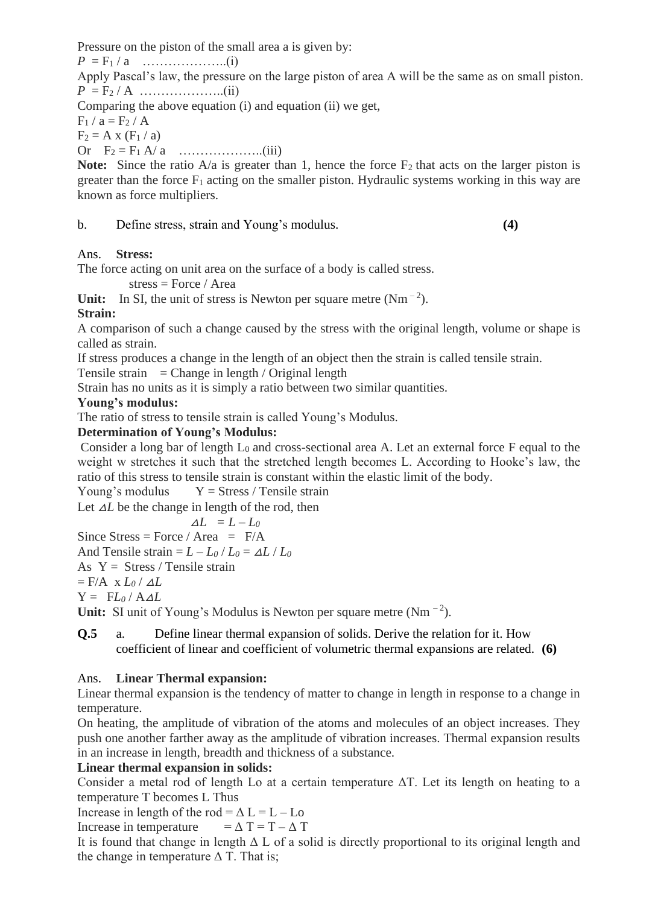Pressure on the piston of the small area a is given by:

$P = F_1 / a$ ………………..(i)

Apply Pascal's law, the pressure on the large piston of area A will be the same as on small piston.

$P = F_2 / A$ ………………..(ii)

Comparing the above equation (i) and equation (ii) we get,

$F_1 / a = F_2 / A$

$F_2 = A \times (F_1 / a)$

Or $F_2 = F_1 A / a$ ………………..(iii)

**Note:** Since the ratio A/a is greater than 1, hence the force $F_2$ that acts on the larger piston is greater than the force $F_1$ acting on the smaller piston. Hydraulic systems working in this way are known as force multipliers.

b. Define stress, strain and Young's modulus. **(4)**

Ans. **Stress:**

The force acting on unit area on the surface of a body is called stress.

stress = Force / Area

**Unit:** In SI, the unit of stress is Newton per square metre ($Nm^{-2}$).

**Strain:**

A comparison of such a change caused by the stress with the original length, volume or shape is called as strain.

If stress produces a change in the length of an object then the strain is called tensile strain.

Tensile strain = Change in length / Original length

Strain has no units as it is simply a ratio between two similar quantities.

**Young's modulus:**

The ratio of stress to tensile strain is called Young's Modulus.

**Determination of Young's Modulus:**

Consider a long bar of length $L_0$ and cross-sectional area A. Let an external force F equal to the weight w stretches it such that the stretched length becomes L. According to Hooke's law, the ratio of this stress to tensile strain is constant within the elastic limit of the body.

Young's modulus Y = Stress / Tensile strain

Let $\Delta L$ be the change in length of the rod, then

$$\Delta L = L - L_0$$

Since Stress = Force / Area = F/A

And Tensile strain = $L - L_0 / L_0 = \Delta L / L_0$

As Y = Stress / Tensile strain

$= F/A \times L_0 / \Delta L$

$Y = FL_0 / A\Delta L$

**Unit:** SI unit of Young's Modulus is Newton per square metre ($Nm^{-2}$).

**Q.5** a. Define linear thermal expansion of solids. Derive the relation for it. How coefficient of linear and coefficient of volumetric thermal expansions are related. **(6)**

Ans. **Linear Thermal expansion:**

Linear thermal expansion is the tendency of matter to change in length in response to a change in temperature.

On heating, the amplitude of vibration of the atoms and molecules of an object increases. They push one another farther away as the amplitude of vibration increases. Thermal expansion results in an increase in length, breadth and thickness of a substance.

**Linear thermal expansion in solids:**

Consider a metal rod of length Lo at a certain temperature $\Delta T$. Let its length on heating to a temperature T becomes L Thus

Increase in length of the rod = $\Delta L = L - Lo$

Increase in temperature = $\Delta T = T - \Delta T$

It is found that change in length $\Delta L$ of a solid is directly proportional to its original length and the change in temperature $\Delta T$. That is;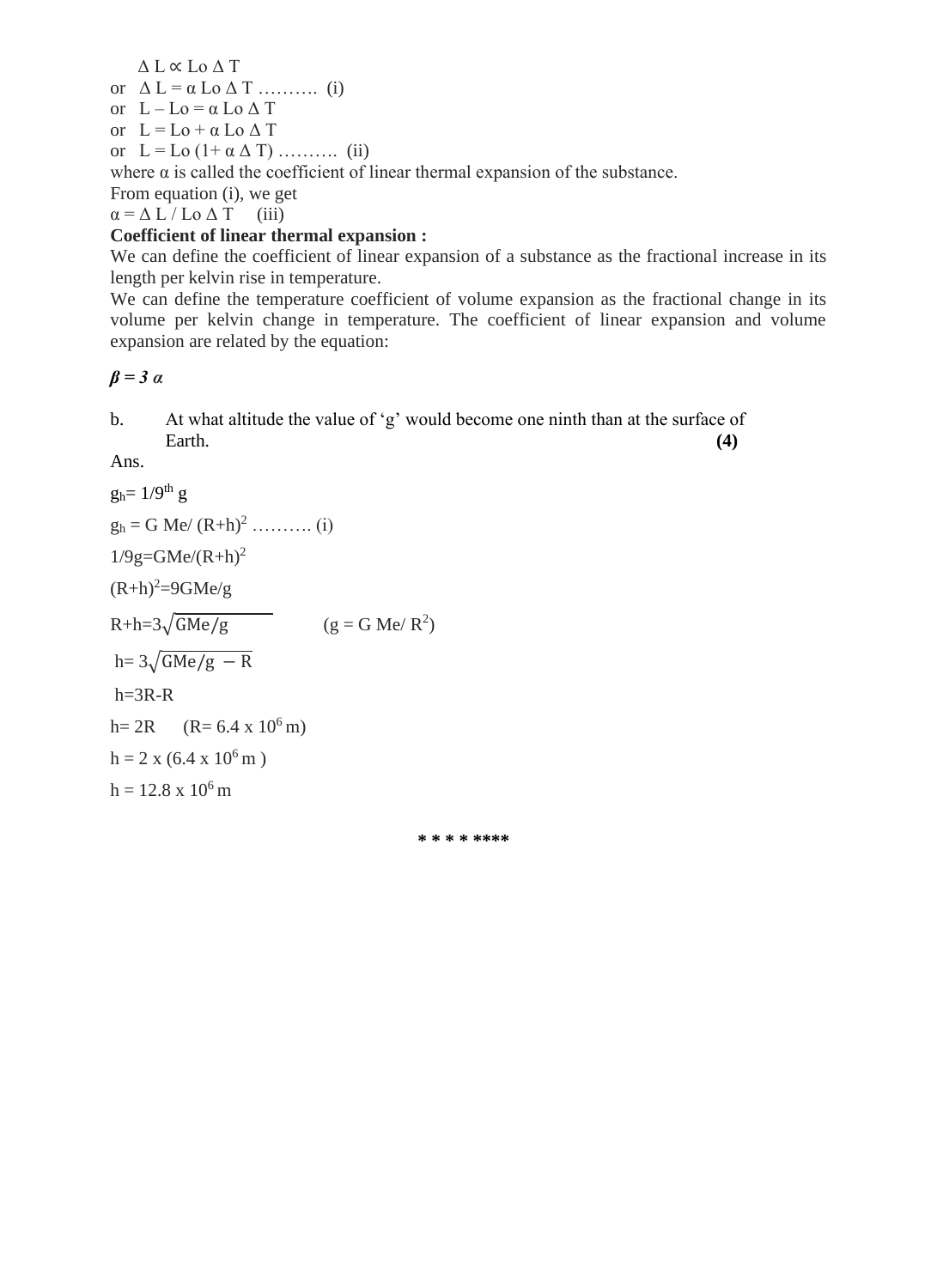$\Delta L \propto L_o \Delta T$

or $\Delta L = \alpha L_o \Delta T$ ………. (i)

or $L - L_o = \alpha L_o \Delta T$

or $L = L_o + \alpha L_o \Delta T$

or $L = L_o (1 + \alpha \Delta T)$ ………. (ii)

where α is called the coefficient of linear thermal expansion of the substance.

From equation (i), we get

$\alpha = \Delta L / L_o \Delta T$ (iii)

**Coefficient of linear thermal expansion :**

We can define the coefficient of linear expansion of a substance as the fractional increase in its length per kelvin rise in temperature.

We can define the temperature coefficient of volume expansion as the fractional change in its volume per kelvin change in temperature. The coefficient of linear expansion and volume expansion are related by the equation:

***$\beta = 3\alpha$***

b. At what altitude the value of 'g' would become one ninth than at the surface of Earth. **(4)**

Ans.

$g_h = 1/9^{th}\ g$

$g_h = G M_e / (R+h)^2$ ………. (i)

$1/9g = GM_e/(R+h)^2$

$(R+h)^2 = 9GM_e/g$

$R+h = 3\sqrt{GM_e/g}$ $(g = G M_e / R^2)$

$h = 3\sqrt{GM_e/g} - R$

$h = 3R - R$

$h = 2R$ $(R = 6.4 \times 10^6\ m)$

$h = 2 \times (6.4 \times 10^6\ m)$

$h = 12.8 \times 10^6\ m$

\* \* \* \* \*\*\*\*